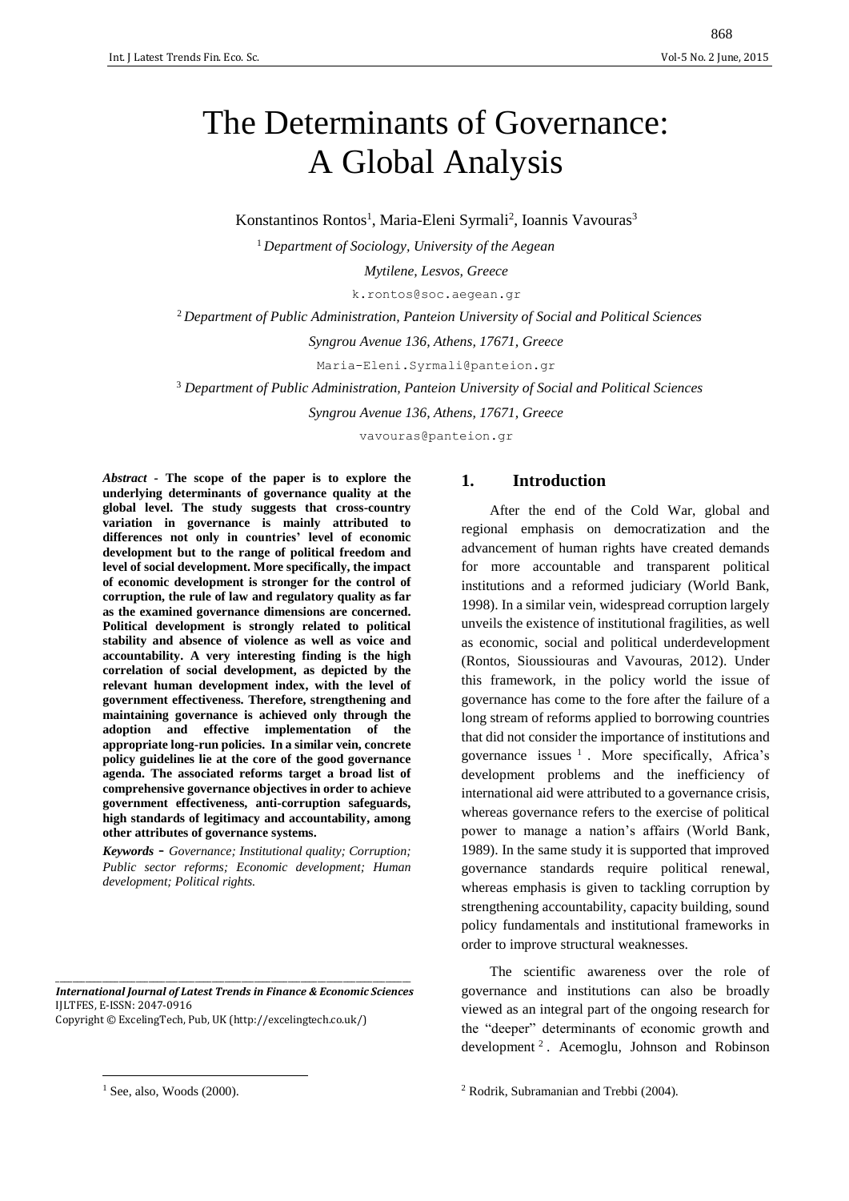# The Determinants of Governance: A Global Analysis

Konstantinos Rontos[1], Maria-Eleni Syrmali[2], Ioannis Vavouras[3]

[1] *Department of Sociology, University of the Aegean*

*Mytilene, Lesvos, Greece*

k.rontos@soc.aegean.gr

[2] *Department of Public Administration, Panteion University of Social and Political Sciences*

*Syngrou Avenue 136, Athens, 17671, Greece*

Maria-Eleni.Syrmali@panteion.gr

[3] *Department of Public Administration, Panteion University of Social and Political Sciences*

*Syngrou Avenue 136, Athens, 17671, Greece*

vavouras@panteion.gr

***Abstract*** **- The scope of the paper is to explore the underlying determinants of governance quality at the global level. The study suggests that cross-country variation in governance is mainly attributed to differences not only in countries' level of economic development but to the range of political freedom and level of social development. More specifically, the impact of economic development is stronger for the control of corruption, the rule of law and regulatory quality as far as the examined governance dimensions are concerned. Political development is strongly related to political stability and absence of violence as well as voice and accountability. A very interesting finding is the high correlation of social development, as depicted by the relevant human development index, with the level of government effectiveness. Therefore, strengthening and maintaining governance is achieved only through the adoption and effective implementation of the appropriate long-run policies. In a similar vein, concrete policy guidelines lie at the core of the good governance agenda. The associated reforms target a broad list of comprehensive governance objectives in order to achieve government effectiveness, anti-corruption safeguards, high standards of legitimacy and accountability, among other attributes of governance systems.**

***Keywords*** *- Governance; Institutional quality; Corruption; Public sector reforms; Economic development; Human development; Political rights.*

***International Journal of Latest Trends in Finance & Economic Sciences***
IJLTFES, E-ISSN: 2047-0916
Copyright © ExcelingTech, Pub, UK (http://excelingtech.co.uk/)

## 1. Introduction

After the end of the Cold War, global and regional emphasis on democratization and the advancement of human rights have created demands for more accountable and transparent political institutions and a reformed judiciary (World Bank, 1998). In a similar vein, widespread corruption largely unveils the existence of institutional fragilities, as well as economic, social and political underdevelopment (Rontos, Sioussiouras and Vavouras, 2012). Under this framework, in the policy world the issue of governance has come to the fore after the failure of a long stream of reforms applied to borrowing countries that did not consider the importance of institutions and governance issues [1]. More specifically, Africa's development problems and the inefficiency of international aid were attributed to a governance crisis, whereas governance refers to the exercise of political power to manage a nation's affairs (World Bank, 1989). In the same study it is supported that improved governance standards require political renewal, whereas emphasis is given to tackling corruption by strengthening accountability, capacity building, sound policy fundamentals and institutional frameworks in order to improve structural weaknesses.

The scientific awareness over the role of governance and institutions can also be broadly viewed as an integral part of the ongoing research for the "deeper" determinants of economic growth and development [2]. Acemoglu, Johnson and Robinson

[1] See, also, Woods (2000).

[2] Rodrik, Subramanian and Trebbi (2004).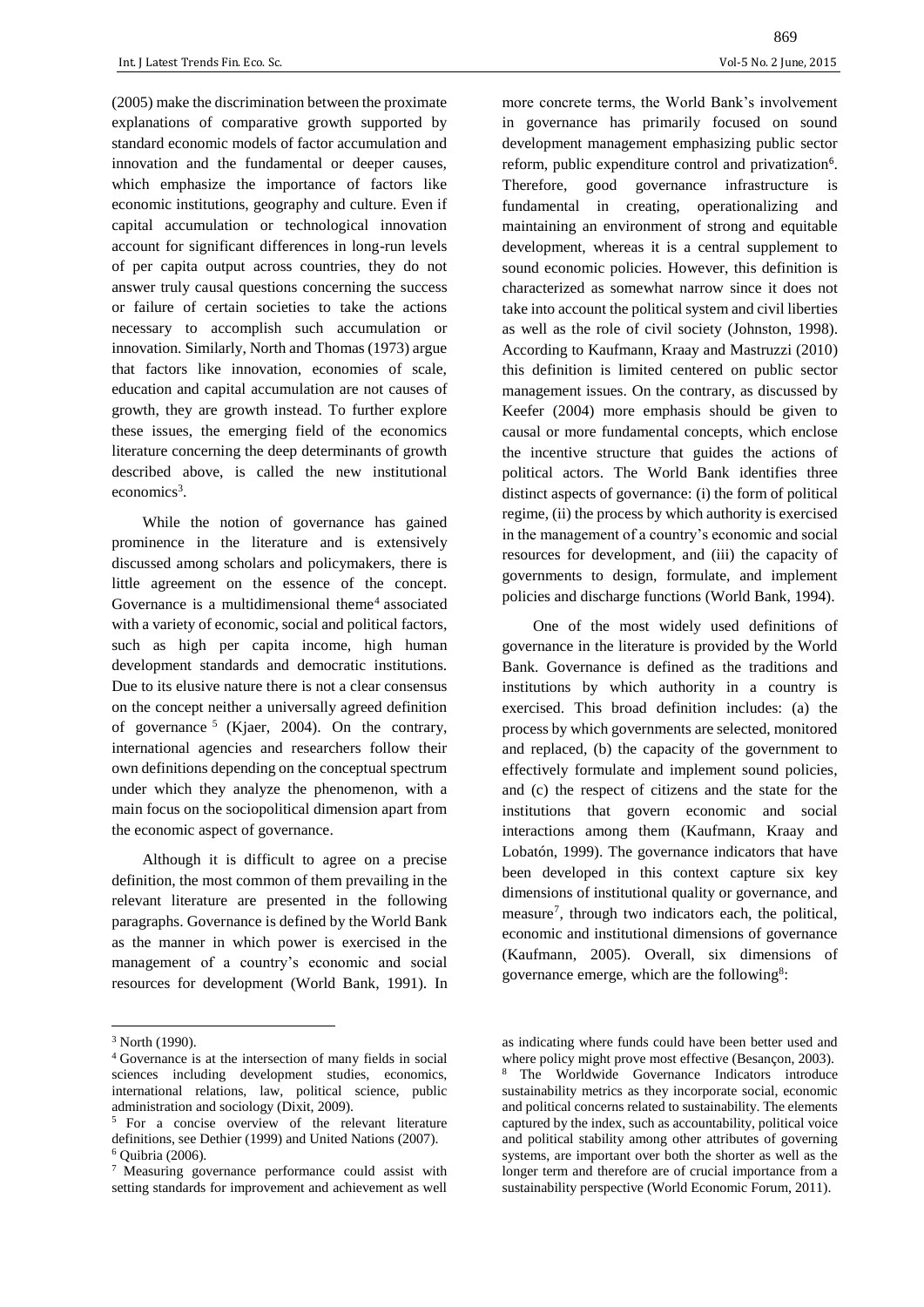(2005) make the discrimination between the proximate explanations of comparative growth supported by standard economic models of factor accumulation and innovation and the fundamental or deeper causes, which emphasize the importance of factors like economic institutions, geography and culture. Even if capital accumulation or technological innovation account for significant differences in long-run levels of per capita output across countries, they do not answer truly causal questions concerning the success or failure of certain societies to take the actions necessary to accomplish such accumulation or innovation. Similarly, North and Thomas (1973) argue that factors like innovation, economies of scale, education and capital accumulation are not causes of growth, they are growth instead. To further explore these issues, the emerging field of the economics literature concerning the deep determinants of growth described above, is called the new institutional economics[3].

While the notion of governance has gained prominence in the literature and is extensively discussed among scholars and policymakers, there is little agreement on the essence of the concept. Governance is a multidimensional theme[4] associated with a variety of economic, social and political factors, such as high per capita income, high human development standards and democratic institutions. Due to its elusive nature there is not a clear consensus on the concept neither a universally agreed definition of governance[5] (Kjaer, 2004). On the contrary, international agencies and researchers follow their own definitions depending on the conceptual spectrum under which they analyze the phenomenon, with a main focus on the sociopolitical dimension apart from the economic aspect of governance.

Although it is difficult to agree on a precise definition, the most common of them prevailing in the relevant literature are presented in the following paragraphs. Governance is defined by the World Bank as the manner in which power is exercised in the management of a country's economic and social resources for development (World Bank, 1991). In more concrete terms, the World Bank's involvement in governance has primarily focused on sound development management emphasizing public sector reform, public expenditure control and privatization[6]. Therefore, good governance infrastructure is fundamental in creating, operationalizing and maintaining an environment of strong and equitable development, whereas it is a central supplement to sound economic policies. However, this definition is characterized as somewhat narrow since it does not take into account the political system and civil liberties as well as the role of civil society (Johnston, 1998). According to Kaufmann, Kraay and Mastruzzi (2010) this definition is limited centered on public sector management issues. On the contrary, as discussed by Keefer (2004) more emphasis should be given to causal or more fundamental concepts, which enclose the incentive structure that guides the actions of political actors. The World Bank identifies three distinct aspects of governance: (i) the form of political regime, (ii) the process by which authority is exercised in the management of a country's economic and social resources for development, and (iii) the capacity of governments to design, formulate, and implement policies and discharge functions (World Bank, 1994).

One of the most widely used definitions of governance in the literature is provided by the World Bank. Governance is defined as the traditions and institutions by which authority in a country is exercised. This broad definition includes: (a) the process by which governments are selected, monitored and replaced, (b) the capacity of the government to effectively formulate and implement sound policies, and (c) the respect of citizens and the state for the institutions that govern economic and social interactions among them (Kaufmann, Kraay and Lobatón, 1999). The governance indicators that have been developed in this context capture six key dimensions of institutional quality or governance, and measure[7], through two indicators each, the political, economic and institutional dimensions of governance (Kaufmann, 2005). Overall, six dimensions of governance emerge, which are the following[8]:

---

[3] North (1990).

[4] Governance is at the intersection of many fields in social sciences including development studies, economics, international relations, law, political science, public administration and sociology (Dixit, 2009).

[5] For a concise overview of the relevant literature definitions, see Dethier (1999) and United Nations (2007).

[6] Quibria (2006).

[7] Measuring governance performance could assist with setting standards for improvement and achievement as well as indicating where funds could have been better used and where policy might prove most effective (Besançon, 2003).

[8] The Worldwide Governance Indicators introduce sustainability metrics as they incorporate social, economic and political concerns related to sustainability. The elements captured by the index, such as accountability, political voice and political stability among other attributes of governing systems, are important over both the shorter as well as the longer term and therefore are of crucial importance from a sustainability perspective (World Economic Forum, 2011).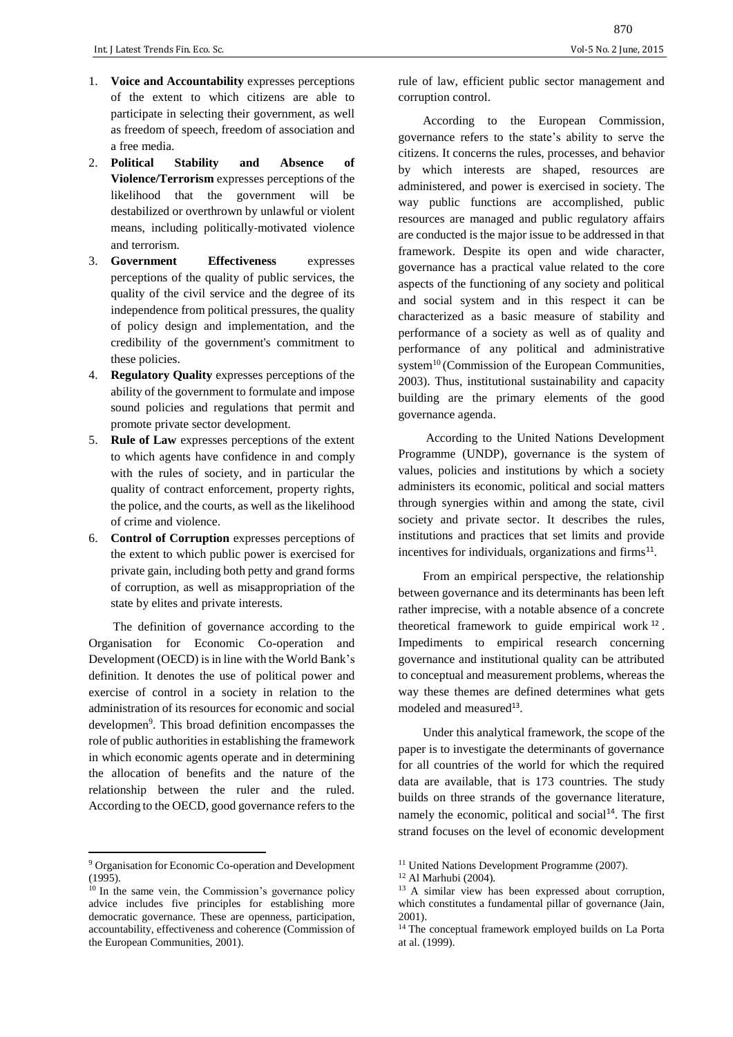1. **Voice and Accountability** expresses perceptions of the extent to which citizens are able to participate in selecting their government, as well as freedom of speech, freedom of association and a free media.
2. **Political Stability and Absence of Violence/Terrorism** expresses perceptions of the likelihood that the government will be destabilized or overthrown by unlawful or violent means, including politically-motivated violence and terrorism.
3. **Government Effectiveness** expresses perceptions of the quality of public services, the quality of the civil service and the degree of its independence from political pressures, the quality of policy design and implementation, and the credibility of the government's commitment to these policies.
4. **Regulatory Quality** expresses perceptions of the ability of the government to formulate and impose sound policies and regulations that permit and promote private sector development.
5. **Rule of Law** expresses perceptions of the extent to which agents have confidence in and comply with the rules of society, and in particular the quality of contract enforcement, property rights, the police, and the courts, as well as the likelihood of crime and violence.
6. **Control of Corruption** expresses perceptions of the extent to which public power is exercised for private gain, including both petty and grand forms of corruption, as well as misappropriation of the state by elites and private interests.

The definition of governance according to the Organisation for Economic Co-operation and Development (OECD) is in line with the World Bank's definition. It denotes the use of political power and exercise of control in a society in relation to the administration of its resources for economic and social developmen[9]. This broad definition encompasses the role of public authorities in establishing the framework in which economic agents operate and in determining the allocation of benefits and the nature of the relationship between the ruler and the ruled. According to the OECD, good governance refers to the rule of law, efficient public sector management and corruption control.

According to the European Commission, governance refers to the state's ability to serve the citizens. It concerns the rules, processes, and behavior by which interests are shaped, resources are administered, and power is exercised in society. The way public functions are accomplished, public resources are managed and public regulatory affairs are conducted is the major issue to be addressed in that framework. Despite its open and wide character, governance has a practical value related to the core aspects of the functioning of any society and political and social system and in this respect it can be characterized as a basic measure of stability and performance of a society as well as of quality and performance of any political and administrative system[10] (Commission of the European Communities, 2003). Thus, institutional sustainability and capacity building are the primary elements of the good governance agenda.

According to the United Nations Development Programme (UNDP), governance is the system of values, policies and institutions by which a society administers its economic, political and social matters through synergies within and among the state, civil society and private sector. It describes the rules, institutions and practices that set limits and provide incentives for individuals, organizations and firms[11].

From an empirical perspective, the relationship between governance and its determinants has been left rather imprecise, with a notable absence of a concrete theoretical framework to guide empirical work[12]. Impediments to empirical research concerning governance and institutional quality can be attributed to conceptual and measurement problems, whereas the way these themes are defined determines what gets modeled and measured[13].

Under this analytical framework, the scope of the paper is to investigate the determinants of governance for all countries of the world for which the required data are available, that is 173 countries. The study builds on three strands of the governance literature, namely the economic, political and social[14]. The first strand focuses on the level of economic development

---

[9] Organisation for Economic Co-operation and Development (1995).

[10] In the same vein, the Commission's governance policy advice includes five principles for establishing more democratic governance. These are openness, participation, accountability, effectiveness and coherence (Commission of the European Communities, 2001).

[11] United Nations Development Programme (2007).

[12] Al Marhubi (2004).

[13] A similar view has been expressed about corruption, which constitutes a fundamental pillar of governance (Jain, 2001).

[14] The conceptual framework employed builds on La Porta at al. (1999).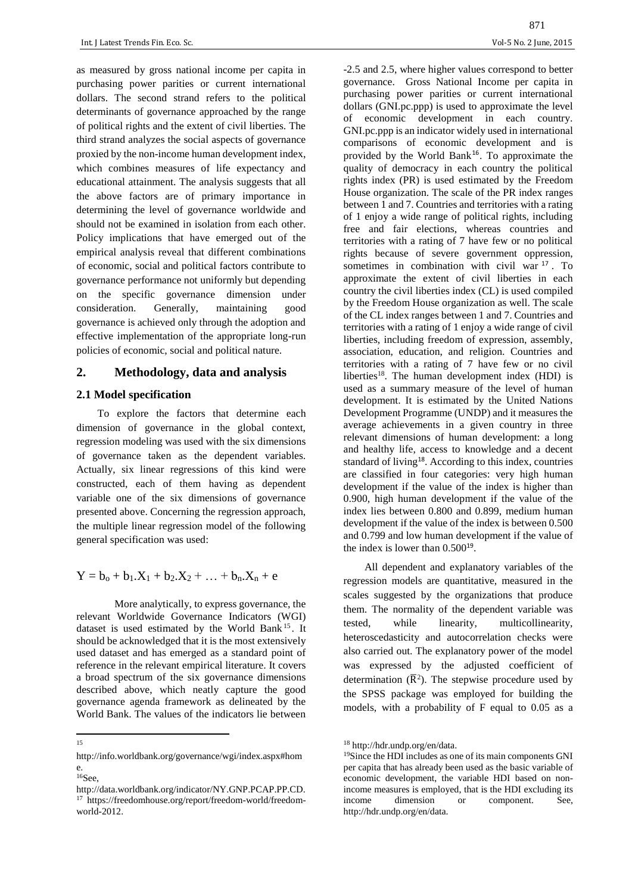as measured by gross national income per capita in purchasing power parities or current international dollars. The second strand refers to the political determinants of governance approached by the range of political rights and the extent of civil liberties. The third strand analyzes the social aspects of governance proxied by the non-income human development index, which combines measures of life expectancy and educational attainment. The analysis suggests that all the above factors are of primary importance in determining the level of governance worldwide and should not be examined in isolation from each other. Policy implications that have emerged out of the empirical analysis reveal that different combinations of economic, social and political factors contribute to governance performance not uniformly but depending on the specific governance dimension under consideration. Generally, maintaining good governance is achieved only through the adoption and effective implementation of the appropriate long-run policies of economic, social and political nature.

## 2. Methodology, data and analysis

### 2.1 Model specification

To explore the factors that determine each dimension of governance in the global context, regression modeling was used with the six dimensions of governance taken as the dependent variables. Actually, six linear regressions of this kind were constructed, each of them having as dependent variable one of the six dimensions of governance presented above. Concerning the regression approach, the multiple linear regression model of the following general specification was used:

$$Y = b_o + b_1.X_1 + b_2.X_2 + \ldots + b_n.X_n + e$$

More analytically, to express governance, the relevant Worldwide Governance Indicators (WGI) dataset is used estimated by the World Bank[15]. It should be acknowledged that it is the most extensively used dataset and has emerged as a standard point of reference in the relevant empirical literature. It covers a broad spectrum of the six governance dimensions described above, which neatly capture the good governance agenda framework as delineated by the World Bank. The values of the indicators lie between -2.5 and 2.5, where higher values correspond to better governance. Gross National Income per capita in purchasing power parities or current international dollars (GNI.pc.ppp) is used to approximate the level of economic development in each country. GNI.pc.ppp is an indicator widely used in international comparisons of economic development and is provided by the World Bank[16]. To approximate the quality of democracy in each country the political rights index (PR) is used estimated by the Freedom House organization. The scale of the PR index ranges between 1 and 7. Countries and territories with a rating of 1 enjoy a wide range of political rights, including free and fair elections, whereas countries and territories with a rating of 7 have few or no political rights because of severe government oppression, sometimes in combination with civil war[17]. To approximate the extent of civil liberties in each country the civil liberties index (CL) is used compiled by the Freedom House organization as well. The scale of the CL index ranges between 1 and 7. Countries and territories with a rating of 1 enjoy a wide range of civil liberties, including freedom of expression, assembly, association, education, and religion. Countries and territories with a rating of 7 have few or no civil liberties[18]. The human development index (HDI) is used as a summary measure of the level of human development. It is estimated by the United Nations Development Programme (UNDP) and it measures the average achievements in a given country in three relevant dimensions of human development: a long and healthy life, access to knowledge and a decent standard of living[18]. According to this index, countries are classified in four categories: very high human development if the value of the index is higher than 0.900, high human development if the value of the index lies between 0.800 and 0.899, medium human development if the value of the index is between 0.500 and 0.799 and low human development if the value of the index is lower than 0.500[19].

All dependent and explanatory variables of the regression models are quantitative, measured in the scales suggested by the organizations that produce them. The normality of the dependent variable was tested, while linearity, multicollinearity, heteroscedasticity and autocorrelation checks were also carried out. The explanatory power of the model was expressed by the adjusted coefficient of determination ($\bar{R}^2$). The stepwise procedure used by the SPSS package was employed for building the models, with a probability of F equal to 0.05 as a

---

[15] http://info.worldbank.org/governance/wgi/index.aspx#home.

[16] See, http://data.worldbank.org/indicator/NY.GNP.PCAP.PP.CD.

[17] https://freedomhouse.org/report/freedom-world/freedom-world-2012.

[18] http://hdr.undp.org/en/data.

[19] Since the HDI includes as one of its main components GNI per capita that has already been used as the basic variable of economic development, the variable HDI based on non-income measures is employed, that is the HDI excluding its income dimension or component. See, http://hdr.undp.org/en/data.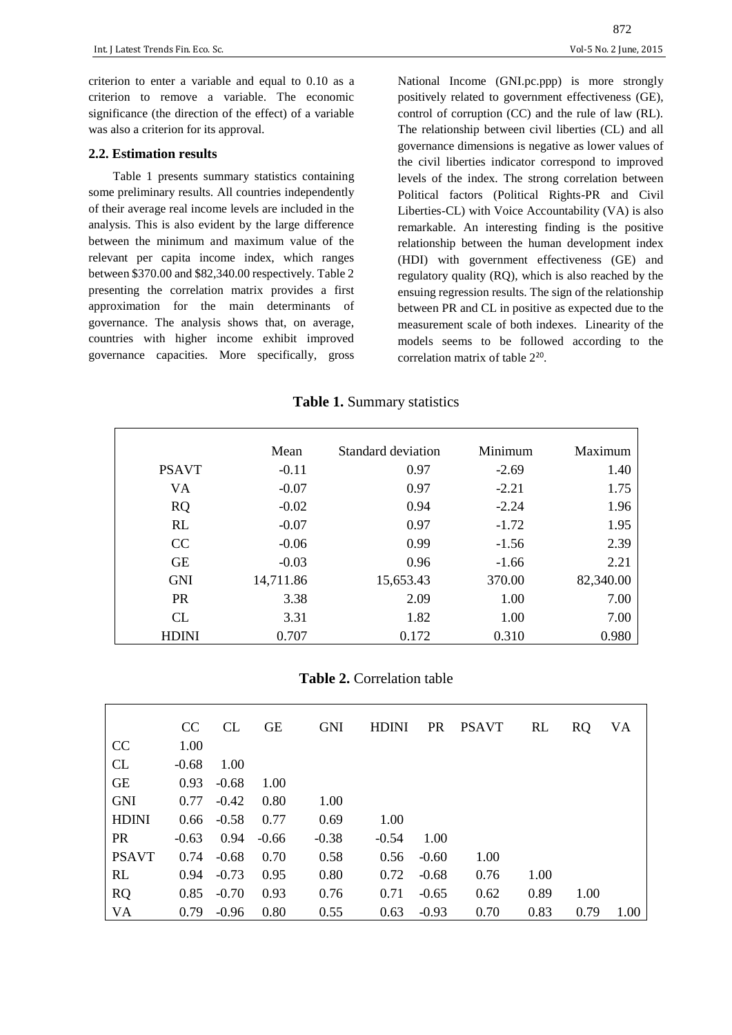criterion to enter a variable and equal to 0.10 as a criterion to remove a variable. The economic significance (the direction of the effect) of a variable was also a criterion for its approval.

### 2.2. Estimation results

Table 1 presents summary statistics containing some preliminary results. All countries independently of their average real income levels are included in the analysis. This is also evident by the large difference between the minimum and maximum value of the relevant per capita income index, which ranges between $370.00 and $82,340.00 respectively. Table 2 presenting the correlation matrix provides a first approximation for the main determinants of governance. The analysis shows that, on average, countries with higher income exhibit improved governance capacities. More specifically, gross National Income (GNI.pc.ppp) is more strongly positively related to government effectiveness (GE), control of corruption (CC) and the rule of law (RL). The relationship between civil liberties (CL) and all governance dimensions is negative as lower values of the civil liberties indicator correspond to improved levels of the index. The strong correlation between Political factors (Political Rights-PR and Civil Liberties-CL) with Voice Accountability (VA) is also remarkable. An interesting finding is the positive relationship between the human development index (HDI) with government effectiveness (GE) and regulatory quality (RQ), which is also reached by the ensuing regression results. The sign of the relationship between PR and CL in positive as expected due to the measurement scale of both indexes. Linearity of the models seems to be followed according to the correlation matrix of table 2[20].

**Table 1.** Summary statistics

| | Mean | Standard deviation | Minimum | Maximum |
|---|---|---|---|---|
| PSAVT | -0.11 | 0.97 | -2.69 | 1.40 |
| VA | -0.07 | 0.97 | -2.21 | 1.75 |
| RQ | -0.02 | 0.94 | -2.24 | 1.96 |
| RL | -0.07 | 0.97 | -1.72 | 1.95 |
| CC | -0.06 | 0.99 | -1.56 | 2.39 |
| GE | -0.03 | 0.96 | -1.66 | 2.21 |
| GNI | 14,711.86 | 15,653.43 | 370.00 | 82,340.00 |
| PR | 3.38 | 2.09 | 1.00 | 7.00 |
| CL | 3.31 | 1.82 | 1.00 | 7.00 |
| HDINI | 0.707 | 0.172 | 0.310 | 0.980 |

**Table 2.** Correlation table

| | CC | CL | GE | GNI | HDINI | PR | PSAVT | RL | RQ | VA |
|---|---|---|---|---|---|---|---|---|---|---|
| CC | 1.00 | | | | | | | | | |
| CL | -0.68 | 1.00 | | | | | | | | |
| GE | 0.93 | -0.68 | 1.00 | | | | | | | |
| GNI | 0.77 | -0.42 | 0.80 | 1.00 | | | | | | |
| HDINI | 0.66 | -0.58 | 0.77 | 0.69 | 1.00 | | | | | |
| PR | -0.63 | 0.94 | -0.66 | -0.38 | -0.54 | 1.00 | | | | |
| PSAVT | 0.74 | -0.68 | 0.70 | 0.58 | 0.56 | -0.60 | 1.00 | | | |
| RL | 0.94 | -0.73 | 0.95 | 0.80 | 0.72 | -0.68 | 0.76 | 1.00 | | |
| RQ | 0.85 | -0.70 | 0.93 | 0.76 | 0.71 | -0.65 | 0.62 | 0.89 | 1.00 | |
| VA | 0.79 | -0.96 | 0.80 | 0.55 | 0.63 | -0.93 | 0.70 | 0.83 | 0.79 | 1.00 |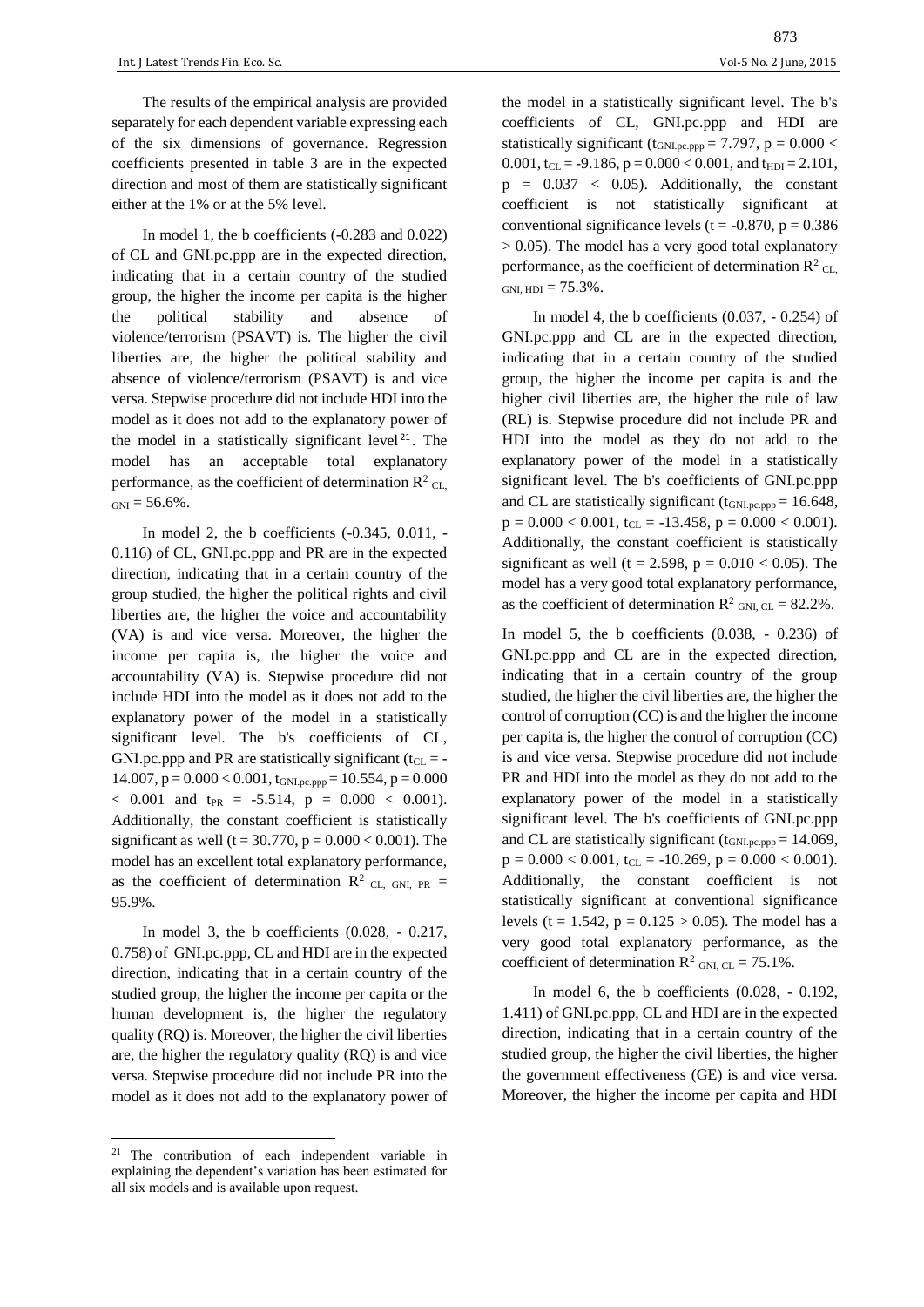The results of the empirical analysis are provided separately for each dependent variable expressing each of the six dimensions of governance. Regression coefficients presented in table 3 are in the expected direction and most of them are statistically significant either at the 1% or at the 5% level.

In model 1, the b coefficients (-0.283 and 0.022) of CL and GNI.pc.ppp are in the expected direction, indicating that in a certain country of the studied group, the higher the income per capita is the higher the political stability and absence of violence/terrorism (PSAVT) is. The higher the civil liberties are, the higher the political stability and absence of violence/terrorism (PSAVT) is and vice versa. Stepwise procedure did not include HDI into the model as it does not add to the explanatory power of the model in a statistically significant level[21]. The model has an acceptable total explanatory performance, as the coefficient of determination $R^2_{CL, GNI} = 56.6\%$.

In model 2, the b coefficients (-0.345, 0.011, -0.116) of CL, GNI.pc.ppp and PR are in the expected direction, indicating that in a certain country of the group studied, the higher the political rights and civil liberties are, the higher the voice and accountability (VA) is and vice versa. Moreover, the higher the income per capita is, the higher the voice and accountability (VA) is. Stepwise procedure did not include HDI into the model as it does not add to the explanatory power of the model in a statistically significant level. The b's coefficients of CL, GNI.pc.ppp and PR are statistically significant ($t_{CL} = -14.007$, $p = 0.000 < 0.001$, $t_{GNI.pc.ppp} = 10.554$, $p = 0.000 < 0.001$ and $t_{PR} = -5.514$, $p = 0.000 < 0.001$). Additionally, the constant coefficient is statistically significant as well ($t = 30.770$, $p = 0.000 < 0.001$). The model has an excellent total explanatory performance, as the coefficient of determination $R^2_{CL, GNI, PR} = 95.9\%$.

In model 3, the b coefficients (0.028, - 0.217, 0.758) of GNI.pc.ppp, CL and HDI are in the expected direction, indicating that in a certain country of the studied group, the higher the income per capita or the human development is, the higher the regulatory quality (RQ) is. Moreover, the higher the civil liberties are, the higher the regulatory quality (RQ) is and vice versa. Stepwise procedure did not include PR into the model as it does not add to the explanatory power of the model in a statistically significant level. The b's coefficients of CL, GNI.pc.ppp and HDI are statistically significant ($t_{GNI.pc.ppp} = 7.797$, $p = 0.000 < 0.001$, $t_{CL} = -9.186$, $p = 0.000 < 0.001$, and $t_{HDI} = 2.101$, $p = 0.037 < 0.05$). Additionally, the constant coefficient is not statistically significant at conventional significance levels ($t = -0.870$, $p = 0.386 > 0.05$). The model has a very good total explanatory performance, as the coefficient of determination $R^2_{CL, GNI, HDI} = 75.3\%$.

In model 4, the b coefficients (0.037, - 0.254) of GNI.pc.ppp and CL are in the expected direction, indicating that in a certain country of the studied group, the higher the income per capita is and the higher civil liberties are, the higher the rule of law (RL) is. Stepwise procedure did not include PR and HDI into the model as they do not add to the explanatory power of the model in a statistically significant level. The b's coefficients of GNI.pc.ppp and CL are statistically significant ($t_{GNI.pc.ppp} = 16.648$, $p = 0.000 < 0.001$, $t_{CL} = -13.458$, $p = 0.000 < 0.001$). Additionally, the constant coefficient is statistically significant as well ($t = 2.598$, $p = 0.010 < 0.05$). The model has a very good total explanatory performance, as the coefficient of determination $R^2_{GNI, CL} = 82.2\%$.

In model 5, the b coefficients (0.038, - 0.236) of GNI.pc.ppp and CL are in the expected direction, indicating that in a certain country of the group studied, the higher the civil liberties are, the higher the control of corruption (CC) is and the higher the income per capita is, the higher the control of corruption (CC) is and vice versa. Stepwise procedure did not include PR and HDI into the model as they do not add to the explanatory power of the model in a statistically significant level. The b's coefficients of GNI.pc.ppp and CL are statistically significant ($t_{GNI.pc.ppp} = 14.069$, $p = 0.000 < 0.001$, $t_{CL} = -10.269$, $p = 0.000 < 0.001$). Additionally, the constant coefficient is not statistically significant at conventional significance levels ($t = 1.542$, $p = 0.125 > 0.05$). The model has a very good total explanatory performance, as the coefficient of determination $R^2_{GNI, CL} = 75.1\%$.

In model 6, the b coefficients (0.028, - 0.192, 1.411) of GNI.pc.ppp, CL and HDI are in the expected direction, indicating that in a certain country of the studied group, the higher the civil liberties, the higher the government effectiveness (GE) is and vice versa. Moreover, the higher the income per capita and HDI

[21] The contribution of each independent variable in explaining the dependent's variation has been estimated for all six models and is available upon request.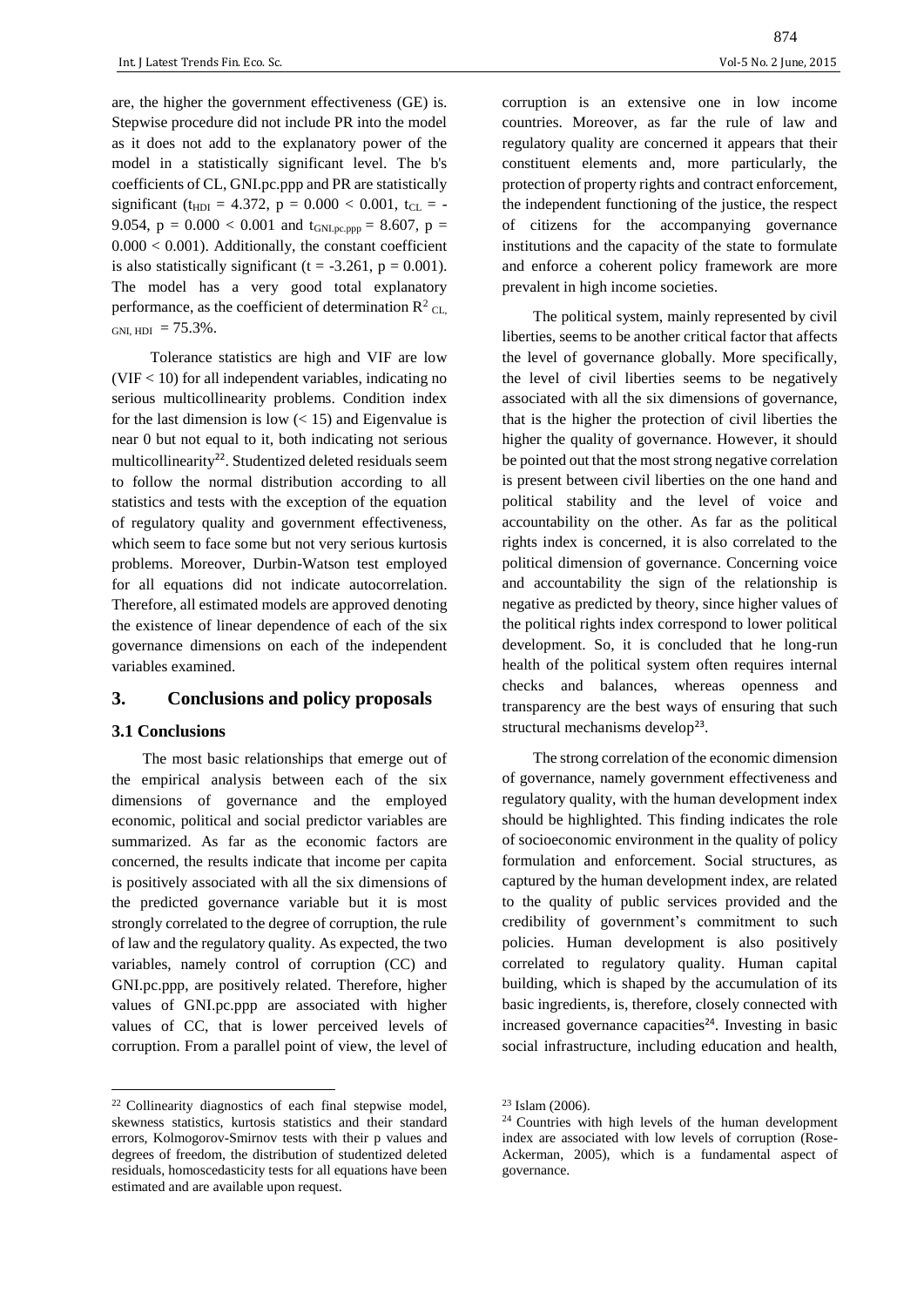are, the higher the government effectiveness (GE) is. Stepwise procedure did not include PR into the model as it does not add to the explanatory power of the model in a statistically significant level. The b's coefficients of CL, GNI.pc.ppp and PR are statistically significant ($t_{HDI} = 4.372$, $p = 0.000 < 0.001$, $t_{CL} = -9.054$, $p = 0.000 < 0.001$ and $t_{GNI.pc.ppp} = 8.607$, $p = 0.000 < 0.001$). Additionally, the constant coefficient is also statistically significant ($t = -3.261$, $p = 0.001$). The model has a very good total explanatory performance, as the coefficient of determination $R^2_{CL,\ GNI,\ HDI} = 75.3\%$.

Tolerance statistics are high and VIF are low (VIF < 10) for all independent variables, indicating no serious multicollinearity problems. Condition index for the last dimension is low (< 15) and Eigenvalue is near 0 but not equal to it, both indicating not serious multicollinearity[22]. Studentized deleted residuals seem to follow the normal distribution according to all statistics and tests with the exception of the equation of regulatory quality and government effectiveness, which seem to face some but not very serious kurtosis problems. Moreover, Durbin-Watson test employed for all equations did not indicate autocorrelation. Therefore, all estimated models are approved denoting the existence of linear dependence of each of the six governance dimensions on each of the independent variables examined.

## 3. Conclusions and policy proposals

### 3.1 Conclusions

The most basic relationships that emerge out of the empirical analysis between each of the six dimensions of governance and the employed economic, political and social predictor variables are summarized. As far as the economic factors are concerned, the results indicate that income per capita is positively associated with all the six dimensions of the predicted governance variable but it is most strongly correlated to the degree of corruption, the rule of law and the regulatory quality. As expected, the two variables, namely control of corruption (CC) and GNI.pc.ppp, are positively related. Therefore, higher values of GNI.pc.ppp are associated with higher values of CC, that is lower perceived levels of corruption. From a parallel point of view, the level of corruption is an extensive one in low income countries. Moreover, as far the rule of law and regulatory quality are concerned it appears that their constituent elements and, more particularly, the protection of property rights and contract enforcement, the independent functioning of the justice, the respect of citizens for the accompanying governance institutions and the capacity of the state to formulate and enforce a coherent policy framework are more prevalent in high income societies.

The political system, mainly represented by civil liberties, seems to be another critical factor that affects the level of governance globally. More specifically, the level of civil liberties seems to be negatively associated with all the six dimensions of governance, that is the higher the protection of civil liberties the higher the quality of governance. However, it should be pointed out that the most strong negative correlation is present between civil liberties on the one hand and political stability and the level of voice and accountability on the other. As far as the political rights index is concerned, it is also correlated to the political dimension of governance. Concerning voice and accountability the sign of the relationship is negative as predicted by theory, since higher values of the political rights index correspond to lower political development. So, it is concluded that he long-run health of the political system often requires internal checks and balances, whereas openness and transparency are the best ways of ensuring that such structural mechanisms develop[23].

The strong correlation of the economic dimension of governance, namely government effectiveness and regulatory quality, with the human development index should be highlighted. This finding indicates the role of socioeconomic environment in the quality of policy formulation and enforcement. Social structures, as captured by the human development index, are related to the quality of public services provided and the credibility of government's commitment to such policies. Human development is also positively correlated to regulatory quality. Human capital building, which is shaped by the accumulation of its basic ingredients, is, therefore, closely connected with increased governance capacities[24]. Investing in basic social infrastructure, including education and health,

---

[22] Collinearity diagnostics of each final stepwise model, skewness statistics, kurtosis statistics and their standard errors, Kolmogorov-Smirnov tests with their p values and degrees of freedom, the distribution of studentized deleted residuals, homoscedasticity tests for all equations have been estimated and are available upon request.

[23] Islam (2006).

[24] Countries with high levels of the human development index are associated with low levels of corruption (Rose-Ackerman, 2005), which is a fundamental aspect of governance.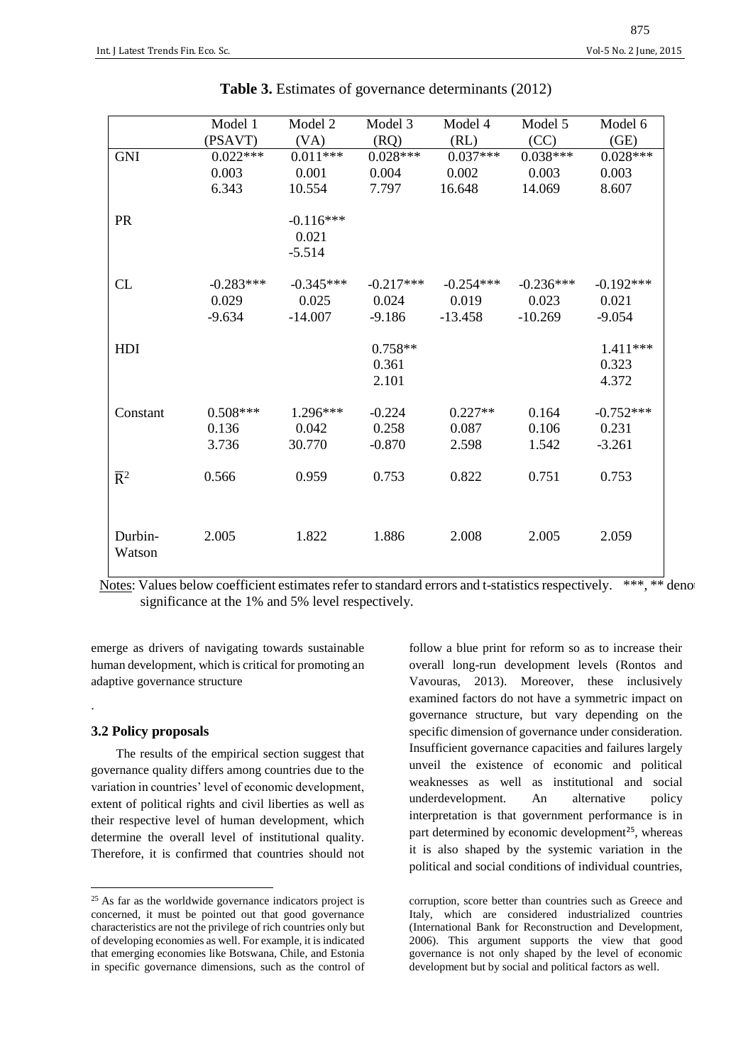**Table 3.** Estimates of governance determinants (2012)

| | Model 1 (PSAVT) | Model 2 (VA) | Model 3 (RQ) | Model 4 (RL) | Model 5 (CC) | Model 6 (GE) |
|---|---|---|---|---|---|---|
| GNI | 0.022*** | 0.011*** | 0.028*** | 0.037*** | 0.038*** | 0.028*** |
| | 0.003 | 0.001 | 0.004 | 0.002 | 0.003 | 0.003 |
| | 6.343 | 10.554 | 7.797 | 16.648 | 14.069 | 8.607 |
| PR | | -0.116*** | | | | |
| | | 0.021 | | | | |
| | | -5.514 | | | | |
| CL | -0.283*** | -0.345*** | -0.217*** | -0.254*** | -0.236*** | -0.192*** |
| | 0.029 | 0.025 | 0.024 | 0.019 | 0.023 | 0.021 |
| | -9.634 | -14.007 | -9.186 | -13.458 | -10.269 | -9.054 |
| HDI | | | 0.758** | | | 1.411*** |
| | | | 0.361 | | | 0.323 |
| | | | 2.101 | | | 4.372 |
| Constant | 0.508*** | 1.296*** | -0.224 | 0.227** | 0.164 | -0.752*** |
| | 0.136 | 0.042 | 0.258 | 0.087 | 0.106 | 0.231 |
| | 3.736 | 30.770 | -0.870 | 2.598 | 1.542 | -3.261 |
| $\overline{R}^2$ | 0.566 | 0.959 | 0.753 | 0.822 | 0.751 | 0.753 |
| Durbin-Watson | 2.005 | 1.822 | 1.886 | 2.008 | 2.005 | 2.059 |

Notes: Values below coefficient estimates refer to standard errors and t-statistics respectively. ***, ** denote significance at the 1% and 5% level respectively.

emerge as drivers of navigating towards sustainable human development, which is critical for promoting an adaptive governance structure

.

### 3.2 Policy proposals

The results of the empirical section suggest that governance quality differs among countries due to the variation in countries' level of economic development, extent of political rights and civil liberties as well as their respective level of human development, which determine the overall level of institutional quality. Therefore, it is confirmed that countries should not follow a blue print for reform so as to increase their overall long-run development levels (Rontos and Vavouras, 2013). Moreover, these inclusively examined factors do not have a symmetric impact on governance structure, but vary depending on the specific dimension of governance under consideration. Insufficient governance capacities and failures largely unveil the existence of economic and political weaknesses as well as institutional and social underdevelopment. An alternative policy interpretation is that government performance is in part determined by economic development[25], whereas it is also shaped by the systemic variation in the political and social conditions of individual countries,

[25] As far as the worldwide governance indicators project is concerned, it must be pointed out that good governance characteristics are not the privilege of rich countries only but of developing economies as well. For example, it is indicated that emerging economies like Botswana, Chile, and Estonia in specific governance dimensions, such as the control of corruption, score better than countries such as Greece and Italy, which are considered industrialized countries (International Bank for Reconstruction and Development, 2006). This argument supports the view that good governance is not only shaped by the level of economic development but by social and political factors as well.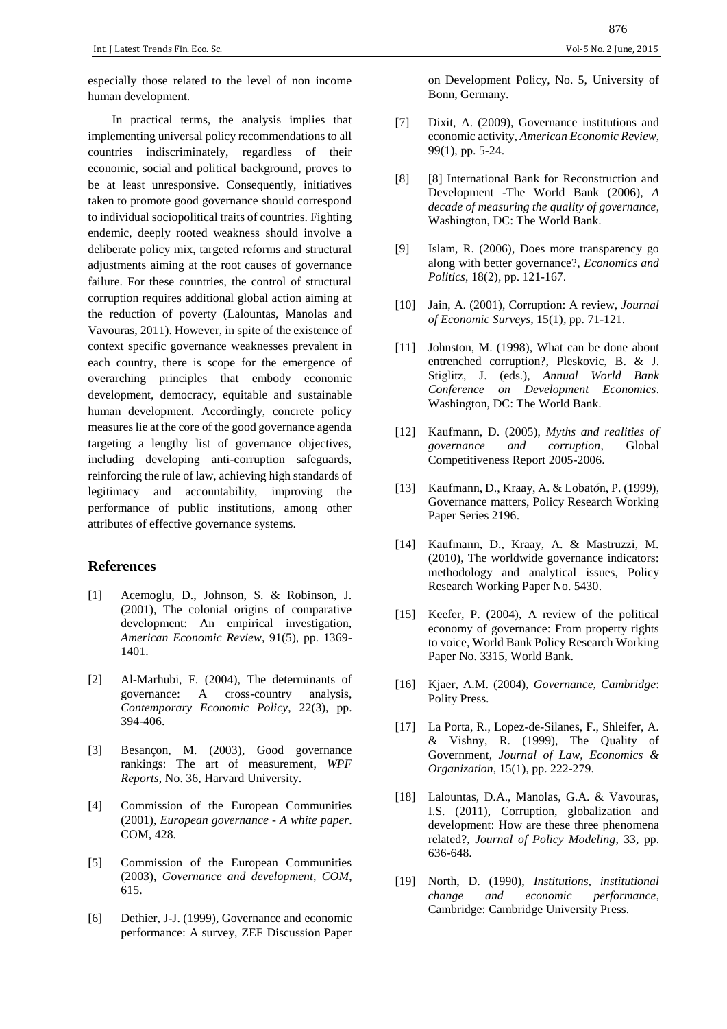especially those related to the level of non income human development.

In practical terms, the analysis implies that implementing universal policy recommendations to all countries indiscriminately, regardless of their economic, social and political background, proves to be at least unresponsive. Consequently, initiatives taken to promote good governance should correspond to individual sociopolitical traits of countries. Fighting endemic, deeply rooted weakness should involve a deliberate policy mix, targeted reforms and structural adjustments aiming at the root causes of governance failure. For these countries, the control of structural corruption requires additional global action aiming at the reduction of poverty (Lalountas, Manolas and Vavouras, 2011). However, in spite of the existence of context specific governance weaknesses prevalent in each country, there is scope for the emergence of overarching principles that embody economic development, democracy, equitable and sustainable human development. Accordingly, concrete policy measures lie at the core of the good governance agenda targeting a lengthy list of governance objectives, including developing anti-corruption safeguards, reinforcing the rule of law, achieving high standards of legitimacy and accountability, improving the performance of public institutions, among other attributes of effective governance systems.

## References

[1] Acemoglu, D., Johnson, S. & Robinson, J. (2001), The colonial origins of comparative development: An empirical investigation, *American Economic Review*, 91(5), pp. 1369-1401.

[2] Al-Marhubi, F. (2004), The determinants of governance: A cross-country analysis, *Contemporary Economic Policy*, 22(3), pp. 394-406.

[3] Besançon, M. (2003), Good governance rankings: The art of measurement, *WPF Reports*, No. 36, Harvard University.

[4] Commission of the European Communities (2001), *European governance - A white paper*. COM, 428.

[5] Commission of the European Communities (2003), *Governance and development, COM*, 615.

[6] Dethier, J-J. (1999), Governance and economic performance: A survey, ZEF Discussion Paper on Development Policy, No. 5, University of Bonn, Germany.

[7] Dixit, A. (2009), Governance institutions and economic activity, *American Economic Review*, 99(1), pp. 5-24.

[8] [8] International Bank for Reconstruction and Development -The World Bank (2006), *A decade of measuring the quality of governance*, Washington, DC: The World Bank.

[9] Islam, R. (2006), Does more transparency go along with better governance?, *Economics and Politics*, 18(2), pp. 121-167.

[10] Jain, A. (2001), Corruption: A review, *Journal of Economic Surveys*, 15(1), pp. 71-121.

[11] Johnston, M. (1998), What can be done about entrenched corruption?, Pleskovic, B. & J. Stiglitz, J. (eds.), *Annual World Bank Conference on Development Economics*. Washington, DC: The World Bank.

[12] Kaufmann, D. (2005), *Myths and realities of governance and corruption*, Global Competitiveness Report 2005-2006.

[13] Kaufmann, D., Kraay, A. & Lobatón, P. (1999), Governance matters, Policy Research Working Paper Series 2196.

[14] Kaufmann, D., Kraay, A. & Mastruzzi, M. (2010), The worldwide governance indicators: methodology and analytical issues, Policy Research Working Paper No. 5430.

[15] Keefer, P. (2004), A review of the political economy of governance: From property rights to voice, World Bank Policy Research Working Paper No. 3315, World Bank.

[16] Kjaer, A.M. (2004), *Governance, Cambridge*: Polity Press.

[17] La Porta, R., Lopez-de-Silanes, F., Shleifer, A. & Vishny, R. (1999), The Quality of Government, *Journal of Law, Economics & Organization*, 15(1), pp. 222-279.

[18] Lalountas, D.A., Manolas, G.A. & Vavouras, I.S. (2011), Corruption, globalization and development: How are these three phenomena related?, *Journal of Policy Modeling*, 33, pp. 636-648.

[19] North, D. (1990), *Institutions, institutional change and economic performance*, Cambridge: Cambridge University Press.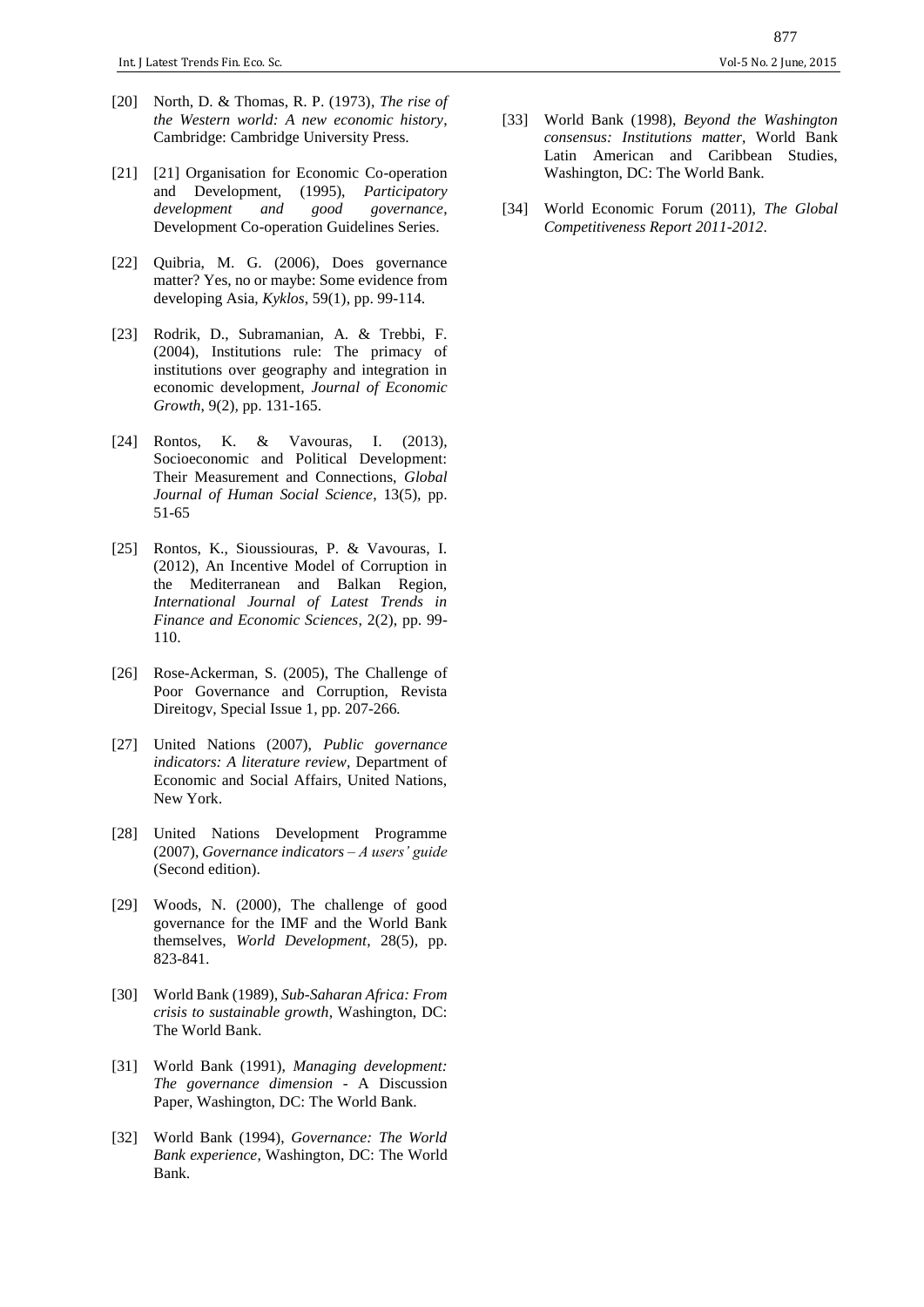[20] North, D. & Thomas, R. P. (1973), *The rise of the Western world: A new economic history*, Cambridge: Cambridge University Press.

[21] [21] Organisation for Economic Co-operation and Development, (1995), *Participatory development and good governance*, Development Co-operation Guidelines Series.

[22] Quibria, M. G. (2006), Does governance matter? Yes, no or maybe: Some evidence from developing Asia, *Kyklos*, 59(1), pp. 99-114.

[23] Rodrik, D., Subramanian, A. & Trebbi, F. (2004), Institutions rule: The primacy of institutions over geography and integration in economic development, *Journal of Economic Growth*, 9(2), pp. 131-165.

[24] Rontos, K. & Vavouras, I. (2013), Socioeconomic and Political Development: Their Measurement and Connections, *Global Journal of Human Social Science*, 13(5), pp. 51-65

[25] Rontos, K., Sioussiouras, P. & Vavouras, I. (2012), An Incentive Model of Corruption in the Mediterranean and Balkan Region, *International Journal of Latest Trends in Finance and Economic Sciences*, 2(2), pp. 99-110.

[26] Rose-Ackerman, S. (2005), The Challenge of Poor Governance and Corruption, Revista Direitogv, Special Issue 1, pp. 207-266.

[27] United Nations (2007), *Public governance indicators: A literature review*, Department of Economic and Social Affairs, United Nations, New York.

[28] United Nations Development Programme (2007), *Governance indicators – A users' guide* (Second edition).

[29] Woods, N. (2000), The challenge of good governance for the IMF and the World Bank themselves, *World Development*, 28(5), pp. 823-841.

[30] World Bank (1989), *Sub-Saharan Africa: From crisis to sustainable growth*, Washington, DC: The World Bank.

[31] World Bank (1991), *Managing development: The governance dimension* - A Discussion Paper, Washington, DC: The World Bank.

[32] World Bank (1994), *Governance: The World Bank experience*, Washington, DC: The World Bank.

[33] World Bank (1998), *Beyond the Washington consensus: Institutions matter*, World Bank Latin American and Caribbean Studies, Washington, DC: The World Bank.

[34] World Economic Forum (2011), *The Global Competitiveness Report 2011-2012*.